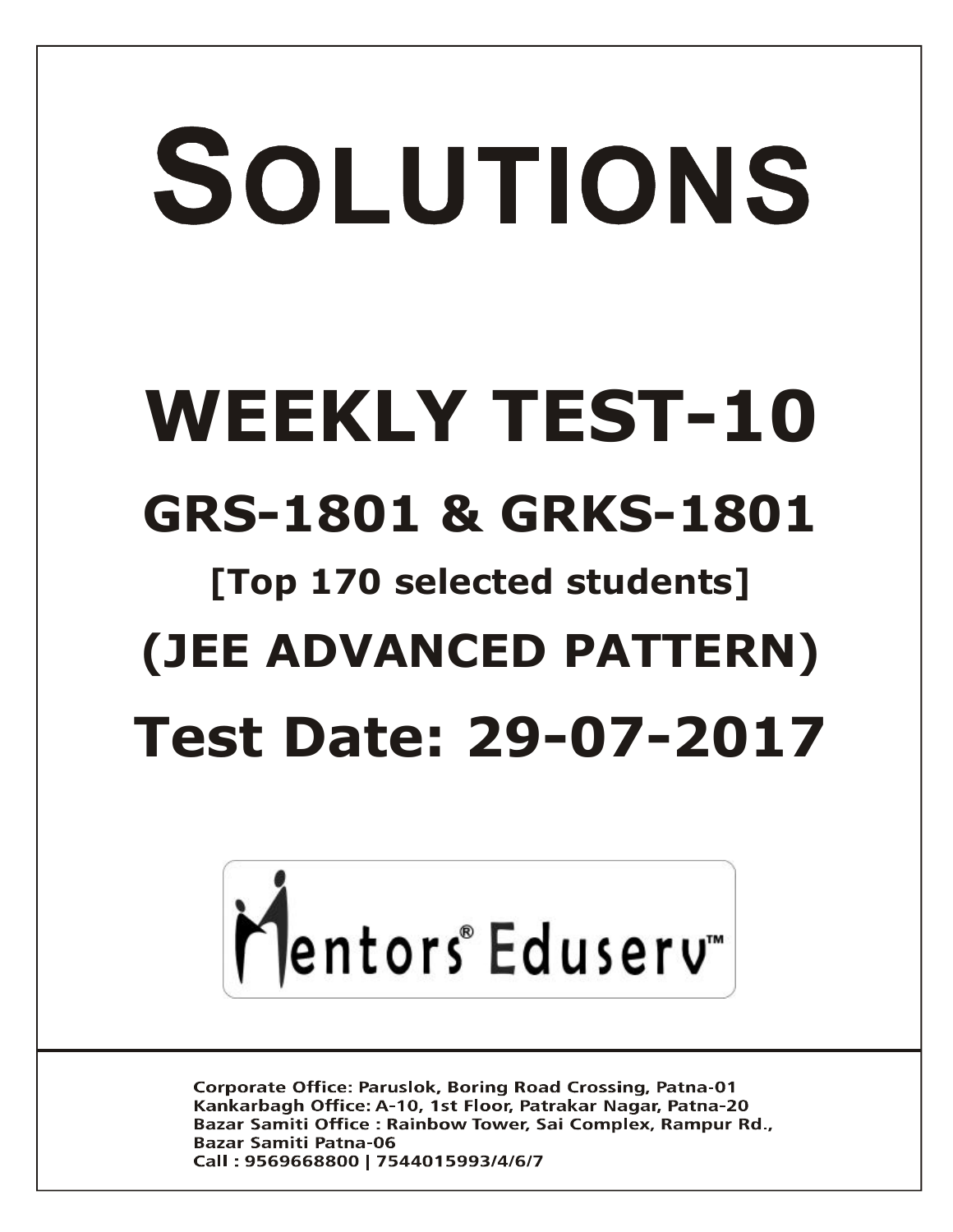# SOLUTIONS

# WEEKLY TEST-10

## GRS-1801 & GRKS-1801

### [Top 170 selected students]

## (JEE ADVANCED PATTERN)

## Test Date: 29-07-2017

Mentors® Eduserv™

**Corporate Office: Paruslok, Boring Road Crossing, Patna-01**
**Kankarbagh Office: A-10, 1st Floor, Patrakar Nagar, Patna-20**
**Bazar Samiti Office : Rainbow Tower, Sai Complex, Rampur Rd., Bazar Samiti Patna-06**
**Call : 9569668800 | 7544015993/4/6/7**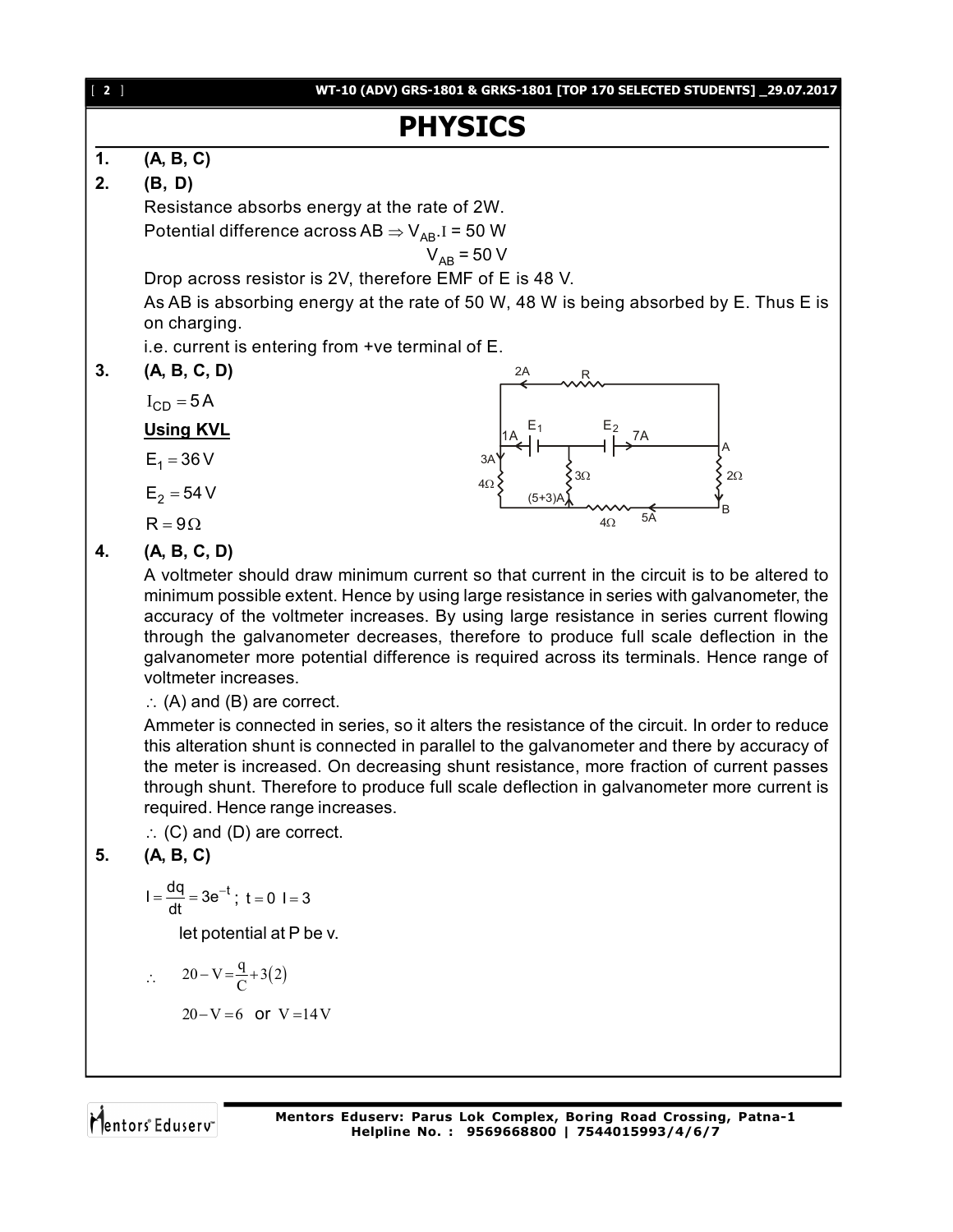# PHYSICS

**1.** **(A, B, C)**

**2.** **(B, D)**

Resistance absorbs energy at the rate of 2W.

Potential difference across AB $\Rightarrow V_{AB}.I = 50$ W

$$V_{AB} = 50 \text{ V}$$

Drop across resistor is 2V, therefore EMF of E is 48 V.

As AB is absorbing energy at the rate of 50 W, 48 W is being absorbed by E. Thus E is on charging.

i.e. current is entering from +ve terminal of E.

**3.** **(A, B, C, D)**

$I_{CD} = 5\,A$

**Using KVL**

$E_1 = 36\,V$

$E_2 = 54\,V$

$R = 9\Omega$

**4.** **(A, B, C, D)**

A voltmeter should draw minimum current so that current in the circuit is to be altered to minimum possible extent. Hence by using large resistance in series with galvanometer, the accuracy of the voltmeter increases. By using large resistance in series current flowing through the galvanometer decreases, therefore to produce full scale deflection in the galvanometer more potential difference is required across its terminals. Hence range of voltmeter increases.

$\therefore$ (A) and (B) are correct.

Ammeter is connected in series, so it alters the resistance of the circuit. In order to reduce this alteration shunt is connected in parallel to the galvanometer and there by accuracy of the meter is increased. On decreasing shunt resistance, more fraction of current passes through shunt. Therefore to produce full scale deflection in galvanometer more current is required. Hence range increases.

$\therefore$ (C) and (D) are correct.

**5.** **(A, B, C)**

$I = \dfrac{dq}{dt} = 3e^{-t}$ ; $t = 0 \;\; I = 3$

let potential at P be v.

$$\therefore \quad 20 - V = \frac{q}{C} + 3(2)$$

$$20 - V = 6 \quad \text{or} \quad V = 14\,V$$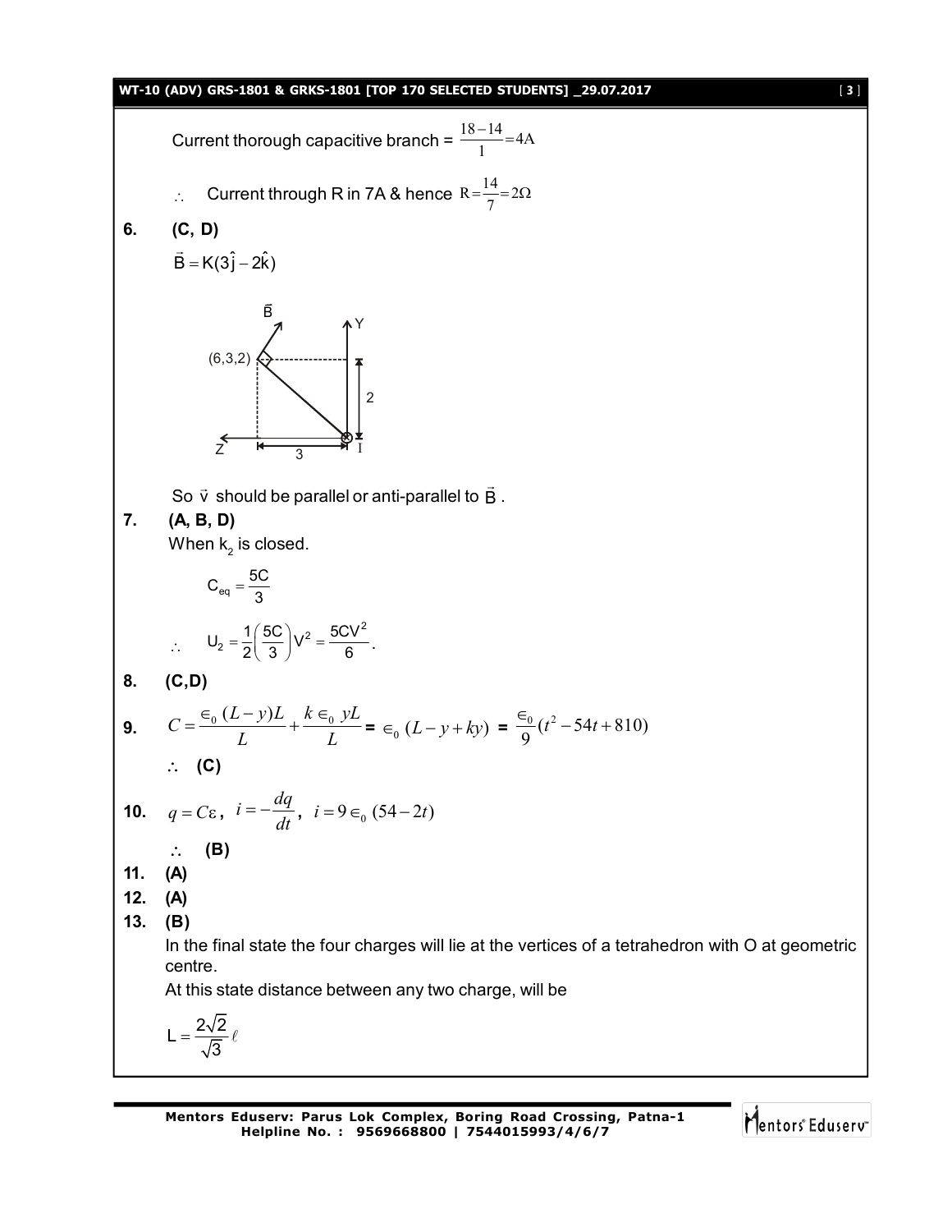Current thorough capacitive branch = $\frac{18-14}{1}=4\text{A}$

$\therefore$ Current through R in 7A & hence $R=\frac{14}{7}=2\Omega$

**6. (C, D)**

$\vec{B}=K(3\hat{j}-2\hat{k})$

So $\vec{v}$ should be parallel or anti-parallel to $\vec{B}$.

**7. (A, B, D)**

When $k_2$ is closed.

$$C_{eq}=\frac{5C}{3}$$

$$\therefore \quad U_2=\frac{1}{2}\left(\frac{5C}{3}\right)V^2=\frac{5CV^2}{6}.$$

**8. (C,D)**

**9.** $C=\frac{\epsilon_0 (L-y)L}{L}+\frac{k\epsilon_0 yL}{L}$ **=** $\epsilon_0 (L-y+ky)$ **=** $\frac{\epsilon_0}{9}(t^2-54t+810)$

$\therefore$ **(C)**

**10.** $q=C\varepsilon$, $i=-\frac{dq}{dt}$, $i=9\epsilon_0 (54-2t)$

$\therefore$ **(B)**

**11. (A)**

**12. (A)**

**13. (B)**

In the final state the four charges will lie at the vertices of a tetrahedron with O at geometric centre.

At this state distance between any two charge, will be

$$L=\frac{2\sqrt{2}}{\sqrt{3}}\ell$$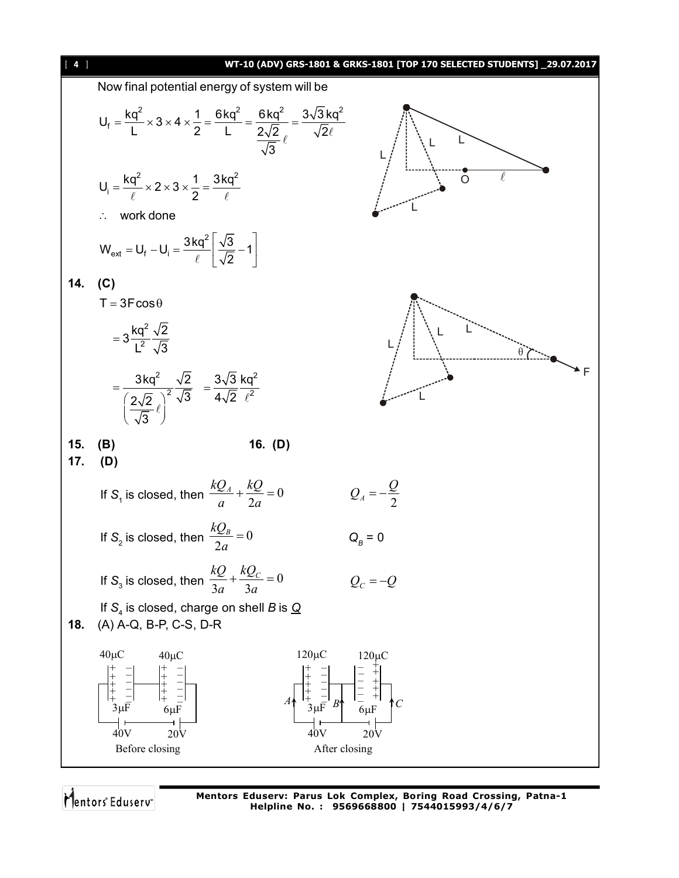Now final potential energy of system will be

$$U_f = \frac{kq^2}{L} \times 3 \times 4 \times \frac{1}{2} = \frac{6kq^2}{L} = \frac{6kq^2}{\frac{2\sqrt{2}}{\sqrt{3}}\ell} = \frac{3\sqrt{3}kq^2}{\sqrt{2}\ell}$$

$$U_i = \frac{kq^2}{\ell} \times 2 \times 3 \times \frac{1}{2} = \frac{3kq^2}{\ell}$$

$\therefore$ work done

$$W_{ext} = U_f - U_i = \frac{3kq^2}{\ell}\left[\frac{\sqrt{3}}{\sqrt{2}} - 1\right]$$

**14. (C)**

$$T = 3F\cos\theta$$

$$= 3\frac{kq^2}{L^2}\frac{\sqrt{2}}{\sqrt{3}}$$

$$= \frac{3kq^2}{\left(\frac{2\sqrt{2}}{\sqrt{3}}\ell\right)^2}\frac{\sqrt{2}}{\sqrt{3}} = \frac{3\sqrt{3}}{4\sqrt{2}}\frac{kq^2}{\ell^2}$$

**15. (B)** **16. (D)**

**17. (D)**

If $S_1$ is closed, then $\frac{kQ_A}{a} + \frac{kQ}{2a} = 0$ $\quad Q_A = -\frac{Q}{2}$

If $S_2$ is closed, then $\frac{kQ_B}{2a} = 0$ $\quad Q_B = 0$

If $S_3$ is closed, then $\frac{kQ}{3a} + \frac{kQ_C}{3a} = 0$ $\quad Q_C = -Q$

If $S_4$ is closed, charge on shell $B$ is $\underline{Q}$

**18.** (A) A-Q, B-P, C-S, D-R

Before closing: $40\mu C$ ($3\mu F$), $40\mu C$ ($6\mu F$), $40V$, $20V$

After closing: $120\mu C$ ($3\mu F$), $120\mu C$ ($6\mu F$), $40V$, $20V$, $A$, $B$, $C$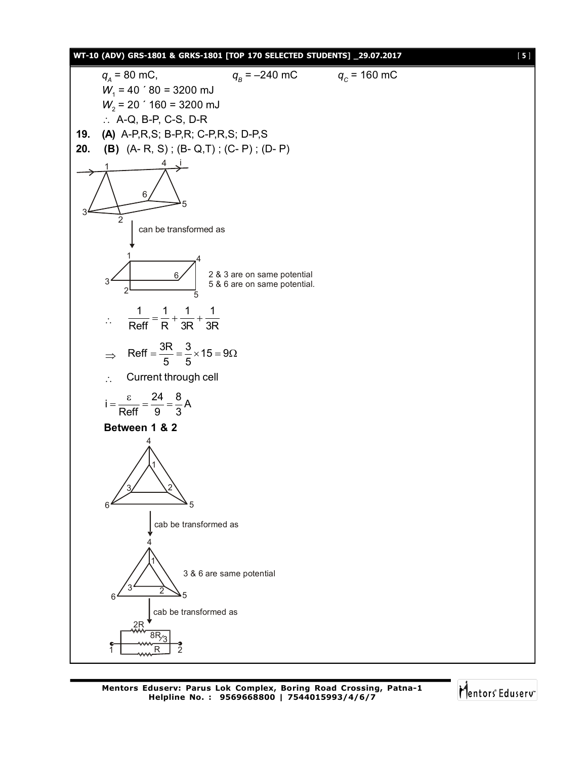$q_A$ = 80 mC, $q_B$ = –240 mC $q_C$ = 160 mC

$W_1 = 40 \times 80 = 3200$ mJ

$W_2 = 20 \times 160 = 3200$ mJ

$\therefore$ A-Q, B-P, C-S, D-R

**19.** **(A)** A-P,R,S; B-P,R; C-P,R,S; D-P,S

**20.** **(B)** (A- R, S) ; (B- Q,T) ; (C- P) ; (D- P)

can be transformed as

2 & 3 are on same potential
5 & 6 are on same potential.

$$\therefore \quad \frac{1}{\text{Reff}} = \frac{1}{R} + \frac{1}{3R} + \frac{1}{3R}$$

$$\Rightarrow \quad \text{Reff} = \frac{3R}{5} = \frac{3}{5} \times 15 = 9\Omega$$

$\therefore$ Current through cell

$$i = \frac{\varepsilon}{\text{Reff}} = \frac{24}{9} = \frac{8}{3}\text{A}$$

**Between 1 & 2**

cab be transformed as

3 & 6 are same potential

cab be transformed as

2R, 8R/3, R (in parallel between 1 and 2)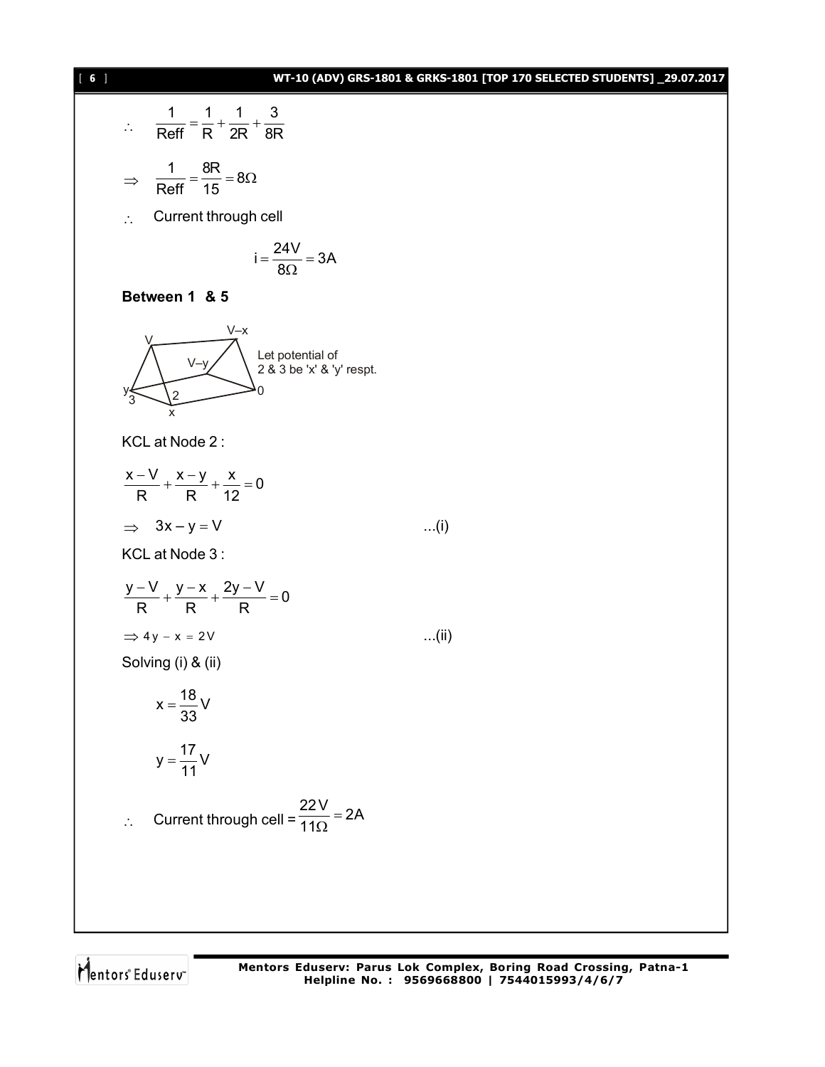$$\therefore \quad \frac{1}{\text{Reff}} = \frac{1}{R} + \frac{1}{2R} + \frac{3}{8R}$$

$$\Rightarrow \quad \frac{1}{\text{Reff}} = \frac{8R}{15} = 8\Omega$$

$\therefore$ Current through cell

$$i = \frac{24V}{8\Omega} = 3A$$

**Between 1 & 5**

Let potential of 2 & 3 be 'x' & 'y' respt.

KCL at Node 2 :

$$\frac{x-V}{R} + \frac{x-y}{R} + \frac{x}{12} = 0$$

$$\Rightarrow \quad 3x - y = V \qquad \text{...(i)}$$

KCL at Node 3 :

$$\frac{y-V}{R} + \frac{y-x}{R} + \frac{2y-V}{R} = 0$$

$$\Rightarrow 4y - x = 2V \qquad \text{...(ii)}$$

Solving (i) & (ii)

$$x = \frac{18}{33}V$$

$$y = \frac{17}{11}V$$

$\therefore$ Current through cell = $\frac{22V}{11\Omega} = 2A$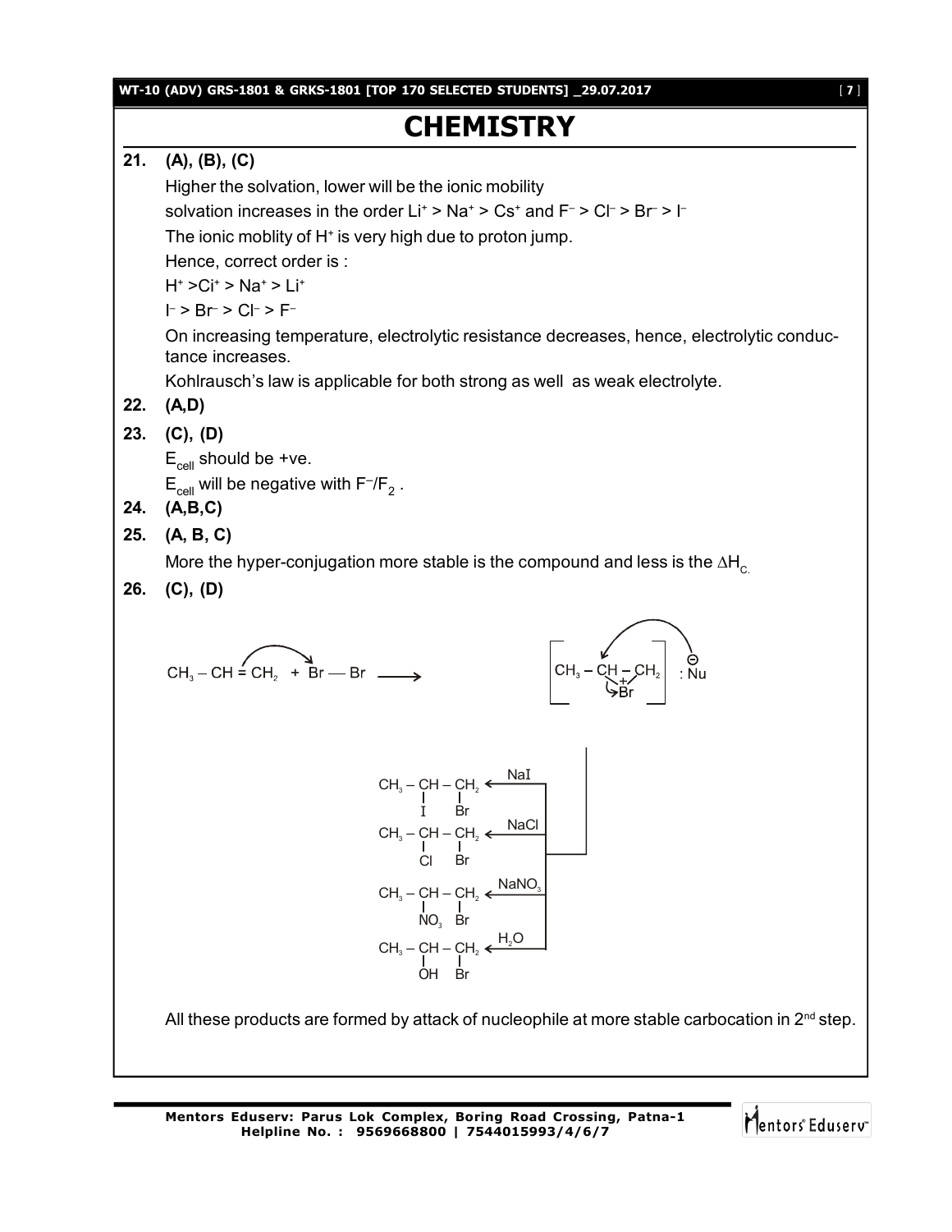# CHEMISTRY

**21. (A), (B), (C)**

Higher the solvation, lower will be the ionic mobility

solvation increases in the order $Li^+ > Na^+ > Cs^+$ and $F^- > Cl^- > Br^- > I^-$

The ionic moblity of $H^+$ is very high due to proton jump.

Hence, correct order is :

$H^+ > Ci^+ > Na^+ > Li^+$

$I^- > Br^- > Cl^- > F^-$

On increasing temperature, electrolytic resistance decreases, hence, electrolytic conductance increases.

Kohlrausch's law is applicable for both strong as well as weak electrolyte.

**22. (A,D)**

**23. (C), (D)**

$E_{cell}$ should be +ve.

$E_{cell}$ will be negative with $F^-/F_2$ .

**24. (A,B,C)**

**25. (A, B, C)**

More the hyper-conjugation more stable is the compound and less is the $\Delta H_C$.

**26. (C), (D)**

$$CH_3 - CH = CH_2 + Br - Br \longrightarrow \left[ CH_3 - \overset{}{CH} - CH_2 \;(\text{bridged } Br^+) \right] \; :Nu^{\ominus}$$

$CH_3 - CH(I) - CH_2(Br) \xleftarrow{NaI}$

$CH_3 - CH(Cl) - CH_2(Br) \xleftarrow{NaCl}$

$CH_3 - CH(NO_3) - CH_2(Br) \xleftarrow{NaNO_3}$

$CH_3 - CH(OH) - CH_2(Br) \xleftarrow{H_2O}$

All these products are formed by attack of nucleophile at more stable carbocation in 2nd step.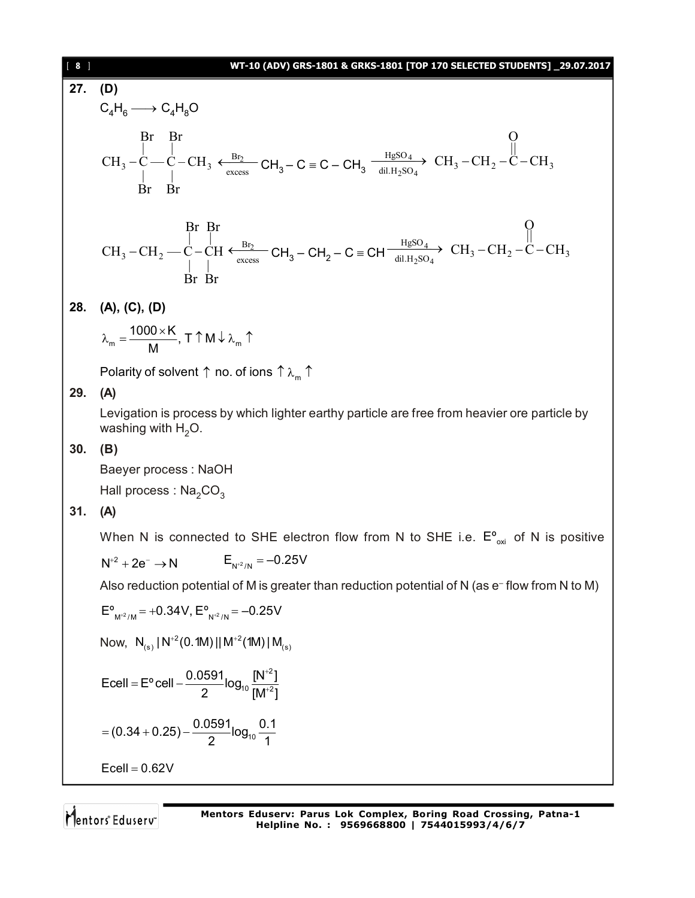**27. (D)**

$C_4H_6 \longrightarrow C_4H_8O$

$$CH_3-\underset{Br}{\overset{Br}{\underset{|}{\overset{|}{C}}}}-\underset{Br}{\overset{Br}{\underset{|}{\overset{|}{C}}}}-CH_3 \xleftarrow[\text{excess}]{Br_2} CH_3-C\equiv C-CH_3 \xrightarrow[\text{dil.}H_2SO_4]{HgSO_4} CH_3-CH_2-\overset{O}{\overset{||}{C}}-CH_3$$

$$CH_3-CH_2-\underset{Br}{\overset{Br}{\underset{|}{\overset{|}{C}}}}-\underset{Br}{\overset{Br}{\underset{|}{\overset{|}{C}}}}H \xleftarrow[\text{excess}]{Br_2} CH_3-CH_2-C\equiv CH \xrightarrow[\text{dil.}H_2SO_4]{HgSO_4} CH_3-CH_2-\overset{O}{\overset{||}{C}}-CH_3$$

**28. (A), (C), (D)**

$\lambda_m = \dfrac{1000 \times K}{M}$, $T\uparrow M\downarrow \lambda_m \uparrow$

Polarity of solvent $\uparrow$ no. of ions $\uparrow \lambda_m \uparrow$

**29. (A)**

Levigation is process by which lighter earthy particle are free from heavier ore particle by washing with $H_2O$.

**30. (B)**

Baeyer process : NaOH

Hall process : $Na_2CO_3$

**31. (A)**

When N is connected to SHE electron flow from N to SHE i.e. $E^o_{oxi}$ of N is positive

$N^{+2} + 2e^- \rightarrow N \qquad E_{N^{+2}/N} = -0.25V$

Also reduction potential of M is greater than reduction potential of N (as $e^-$ flow from N to M)

$E^o_{M^{+2}/M} = +0.34V, E^o_{N^{+2}/N} = -0.25V$

Now, $N_{(s)} | N^{+2}(0.1M) || M^{+2}(1M) | M_{(s)}$

$$Ecell = E^o cell - \frac{0.0591}{2}\log_{10}\frac{[N^{+2}]}{[M^{+2}]}$$

$$= (0.34+0.25) - \frac{0.0591}{2}\log_{10}\frac{0.1}{1}$$

$Ecell = 0.62V$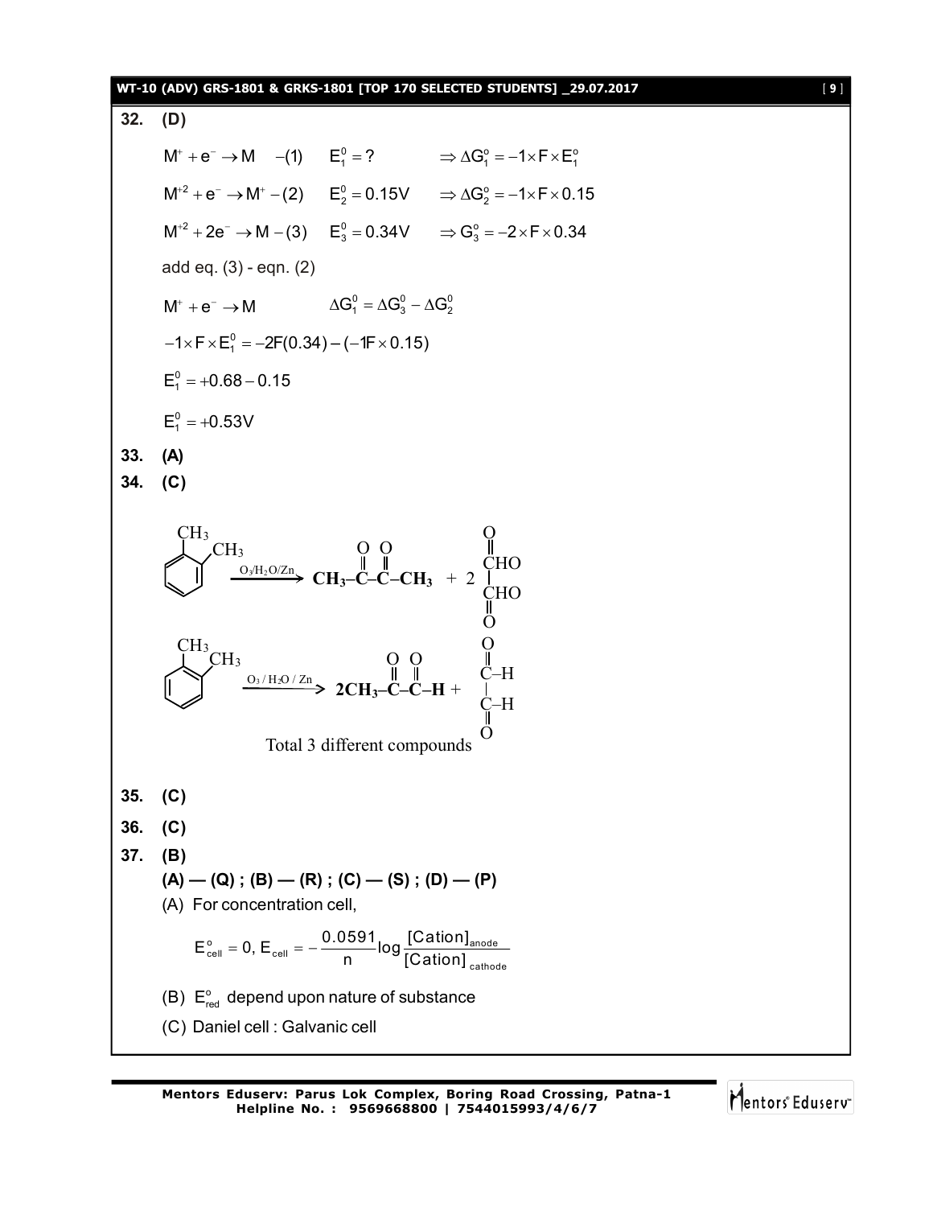**32. (D)**

$M^+ + e^- \rightarrow M \quad -(1) \qquad E_1^0 = ? \qquad \Rightarrow \Delta G_1^o = -1 \times F \times E_1^o$

$M^{+2} + e^- \rightarrow M^+ -(2) \qquad E_2^0 = 0.15V \qquad \Rightarrow \Delta G_2^o = -1 \times F \times 0.15$

$M^{+2} + 2e^- \rightarrow M -(3) \qquad E_3^0 = 0.34V \qquad \Rightarrow G_3^o = -2 \times F \times 0.34$

add eq. (3) - eqn. (2)

$M^+ + e^- \rightarrow M \qquad \Delta G_1^0 = \Delta G_3^0 - \Delta G_2^0$

$-1 \times F \times E_1^0 = -2F(0.34) - (-1F \times 0.15)$

$E_1^0 = +0.68 - 0.15$

$E_1^0 = +0.53V$

**33. (A)**

**34. (C)**

o-Xylene $\xrightarrow{O_3/H_2O/Zn}$ $CH_3-\overset{O}{\overset{\|}{C}}-\overset{O}{\overset{\|}{C}}-CH_3$ + 2 $\overset{O}{\overset{\|}{C}}HO-\overset{O}{\overset{\|}{C}}HO$

o-Xylene $\xrightarrow{O_3/H_2O/Zn}$ $2CH_3-\overset{O}{\overset{\|}{C}}-\overset{O}{\overset{\|}{C}}-H$ + $\overset{O}{\overset{\|}{C}}-H$ | $\underset{O}{\underset{\|}{C}}-H$

Total 3 different compounds

**35. (C)**

**36. (C)**

**37. (B)**

**(A) — (Q) ; (B) — (R) ; (C) — (S) ; (D) — (P)**

(A) For concentration cell,

$$E^o_{cell} = 0, \; E_{cell} = -\frac{0.0591}{n}\log\frac{[\text{Cation}]_{anode}}{[\text{Cation}]_{cathode}}$$

(B) $E^o_{red}$ depend upon nature of substance

(C) Daniel cell : Galvanic cell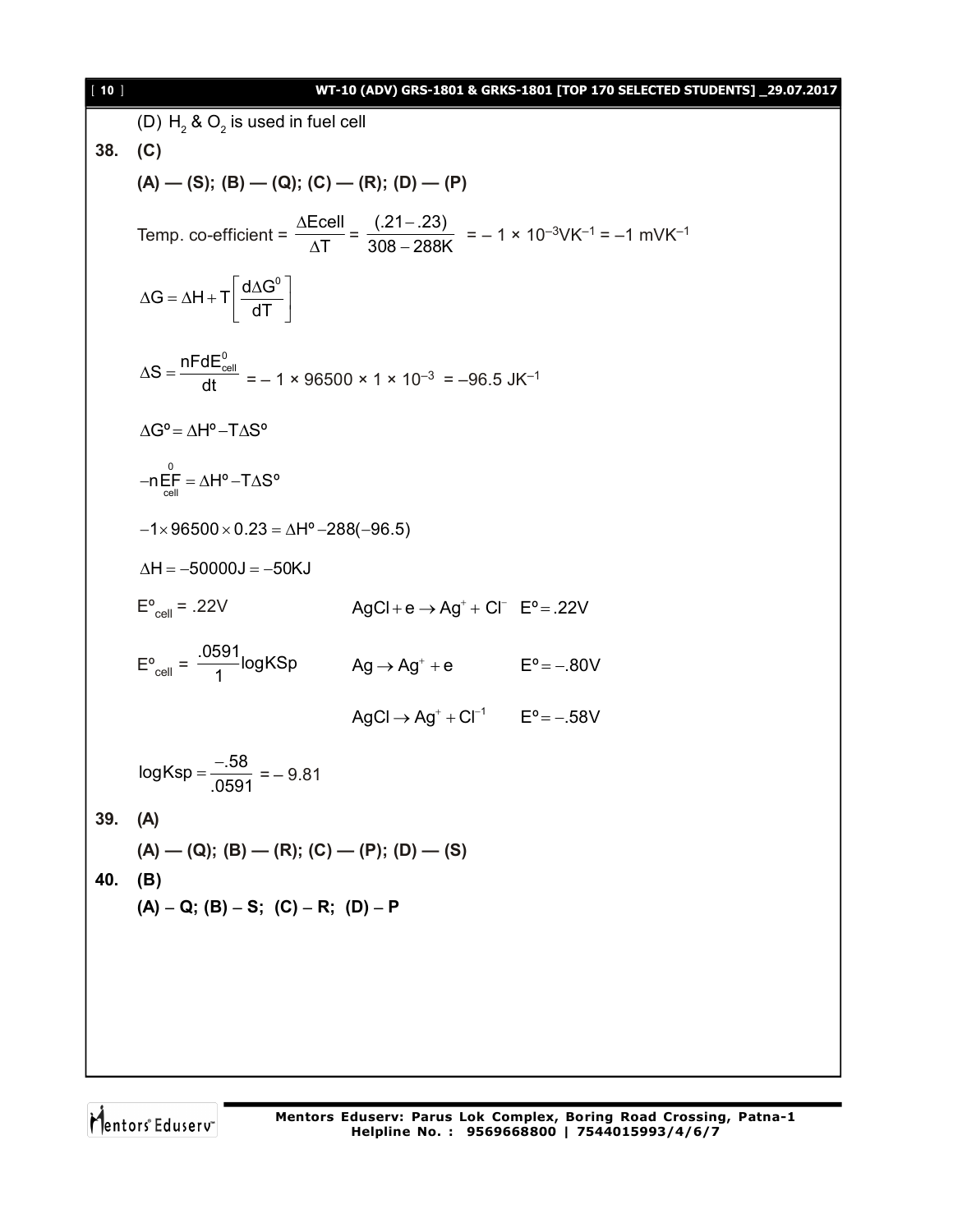(D) $H_2$ & $O_2$ is used in fuel cell

**38. (C)**

**(A) — (S); (B) — (Q); (C) — (R); (D) — (P)**

Temp. co-efficient = $\dfrac{\Delta Ecell}{\Delta T} = \dfrac{(.21-.23)}{308-288K} = -1 \times 10^{-3} VK^{-1} = -1\ mVK^{-1}$

$$\Delta G = \Delta H + T\left[\frac{d\Delta G^0}{dT}\right]$$

$$\Delta S = \frac{nFdE^0_{cell}}{dt} = -1 \times 96500 \times 1 \times 10^{-3} = -96.5\ JK^{-1}$$

$$\Delta G^o = \Delta H^o - T\Delta S^o$$

$$-n\overset{0}{\underset{cell}{E}}F = \Delta H^o - T\Delta S^o$$

$$-1 \times 96500 \times 0.23 = \Delta H^o - 288(-96.5)$$

$$\Delta H = -50000J = -50KJ$$

$E^o_{cell}$ = .22V $\qquad AgCl + e \rightarrow Ag^+ + Cl^- \quad E^o = .22V$

$E^o_{cell} = \dfrac{.0591}{1} \log KSp \qquad Ag \rightarrow Ag^+ + e \qquad E^o = -.80V$

$\qquad AgCl \rightarrow Ag^+ + Cl^{-1} \qquad E^o = -.58V$

$$\log Ksp = \frac{-.58}{.0591} = -9.81$$

**39. (A)**

**(A) — (Q); (B) — (R); (C) — (P); (D) — (S)**

**40. (B)**

**(A) – Q; (B) – S; (C) – R; (D) – P**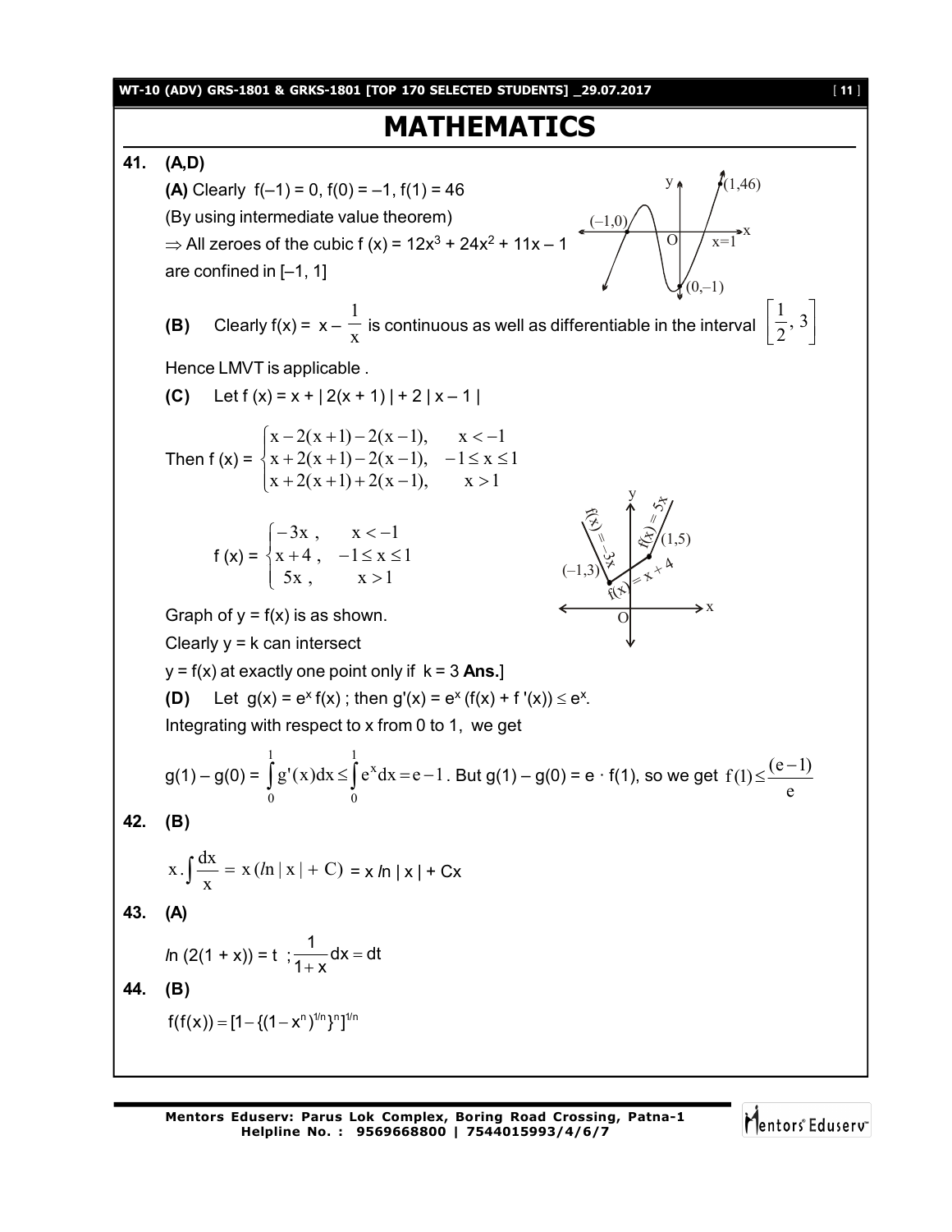# MATHEMATICS

**41. (A,D)**

**(A)** Clearly $f(-1) = 0$, $f(0) = -1$, $f(1) = 46$

(By using intermediate value theorem)

$\Rightarrow$ All zeroes of the cubic $f(x) = 12x^3 + 24x^2 + 11x - 1$ are confined in $[-1, 1]$

**(B)** Clearly $f(x) = x - \frac{1}{x}$ is continuous as well as differentiable in the interval $\left[\frac{1}{2}, 3\right]$

Hence LMVT is applicable .

**(C)** Let $f(x) = x + |2(x + 1)| + 2|x - 1|$

Then 
$$f(x) = \begin{cases} x - 2(x+1) - 2(x-1), & x < -1 \\ x + 2(x+1) - 2(x-1), & -1 \le x \le 1 \\ x + 2(x+1) + 2(x-1), & x > 1 \end{cases}$$

$$f(x) = \begin{cases} -3x, & x < -1 \\ x + 4, & -1 \le x \le 1 \\ 5x, & x > 1 \end{cases}$$

Graph of $y = f(x)$ is as shown.

Clearly $y = k$ can intersect

$y = f(x)$ at exactly one point only if $k = 3$ **Ans.**]

**(D)** Let $g(x) = e^x f(x)$ ; then $g'(x) = e^x (f(x) + f'(x)) \le e^x$.

Integrating with respect to x from 0 to 1, we get

$g(1) - g(0) = \int_0^1 g'(x)dx \le \int_0^1 e^x dx = e - 1$. But $g(1) - g(0) = e \cdot f(1)$, so we get $f(1) \le \frac{(e-1)}{e}$

**42. (B)**

$$x \cdot \int \frac{dx}{x} = x(\ln|x| + C) = x \ln|x| + Cx$$

**43. (A)**

$\ln(2(1 + x)) = t$ ; $\frac{1}{1+x}dx = dt$

**44. (B)**

$$f(f(x)) = [1 - \{(1 - x^n)^{1/n}\}^n]^{1/n}$$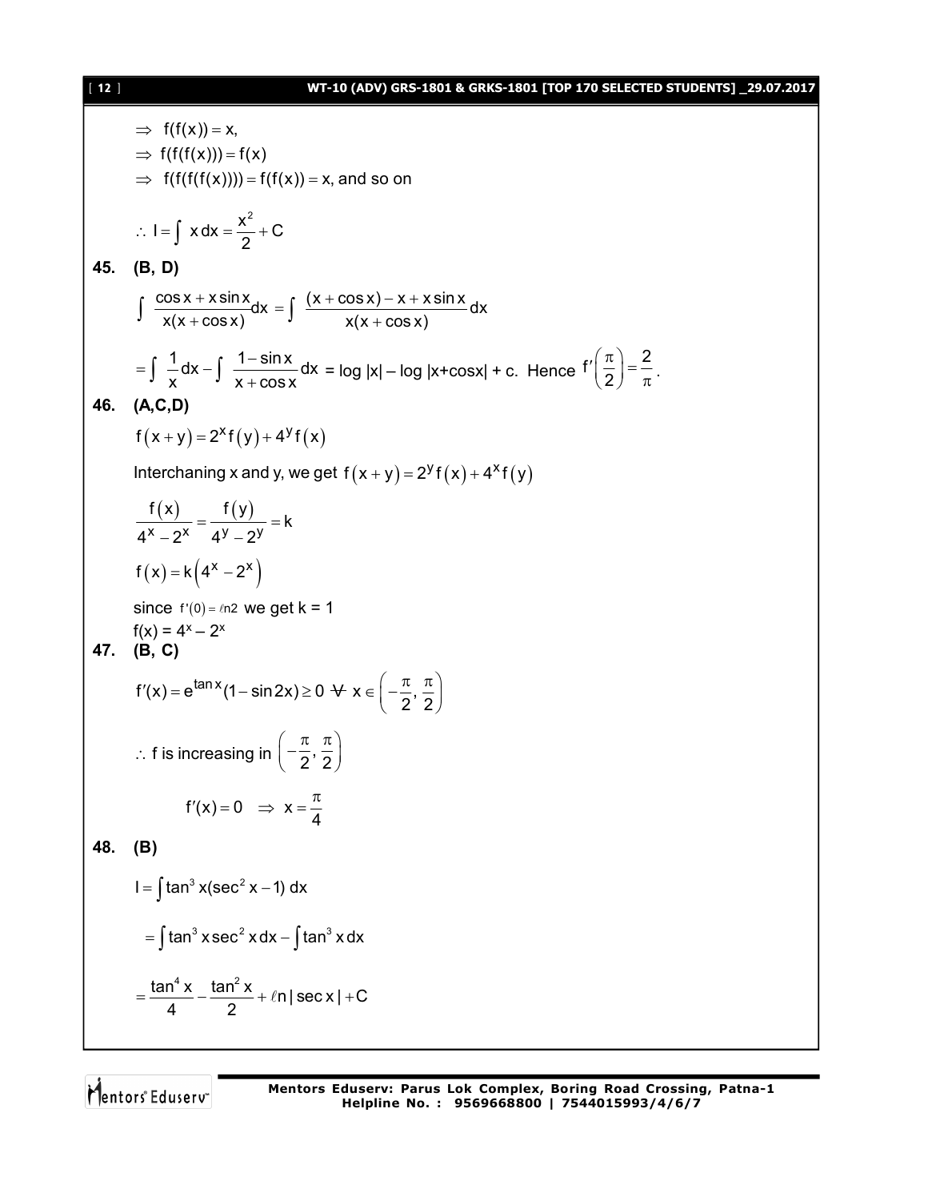$\Rightarrow\ f(f(x)) = x,$

$\Rightarrow\ f(f(f(x))) = f(x)$

$\Rightarrow\ f(f(f(f(x)))) = f(f(x)) = x$, and so on

$\therefore\ I = \int x\,dx = \dfrac{x^2}{2} + C$

**45. (B, D)**

$$\int \frac{\cos x + x\sin x}{x(x+\cos x)}dx = \int \frac{(x+\cos x) - x + x\sin x}{x(x+\cos x)}dx$$

$= \int \dfrac{1}{x}dx - \int \dfrac{1-\sin x}{x+\cos x}dx$ = log |x| – log |x+cosx| + c. Hence $f'\left(\dfrac{\pi}{2}\right) = \dfrac{2}{\pi}$.

**46. (A,C,D)**

$f(x+y) = 2^x f(y) + 4^y f(x)$

Interchaning x and y, we get $f(x+y) = 2^y f(x) + 4^x f(y)$

$$\frac{f(x)}{4^x - 2^x} = \frac{f(y)}{4^y - 2^y} = k$$

$f(x) = k\left(4^x - 2^x\right)$

since $f'(0) = \ell n2$ we get k = 1

$f(x) = 4^x - 2^x$

**47. (B, C)**

$f'(x) = e^{\tan x}(1 - \sin 2x) \geq 0\ \forall\ x \in \left(-\dfrac{\pi}{2}, \dfrac{\pi}{2}\right)$

$\therefore$ f is increasing in $\left(-\dfrac{\pi}{2}, \dfrac{\pi}{2}\right)$

$f'(x) = 0 \Rightarrow x = \dfrac{\pi}{4}$

**48. (B)**

$I = \int \tan^3 x(\sec^2 x - 1)\,dx$

$= \int \tan^3 x \sec^2 x\,dx - \int \tan^3 x\,dx$

$= \dfrac{\tan^4 x}{4} - \dfrac{\tan^2 x}{2} + \ell n|\sec x| + C$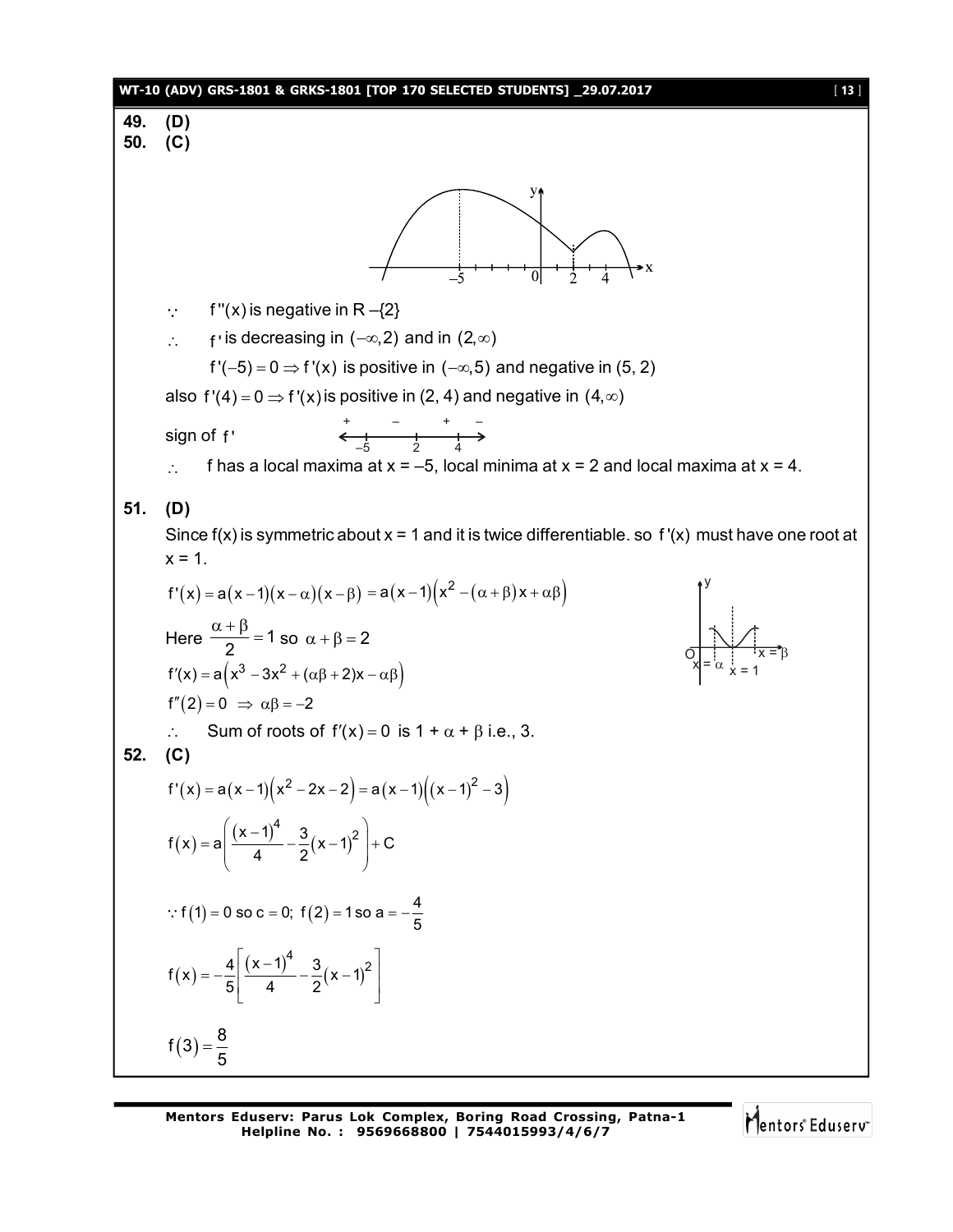**49.** **(D)**

**50.** **(C)**

$\because$ $f''(x)$ is negative in $R - \{2\}$

$\therefore$ $f'$ is decreasing in $(-\infty, 2)$ and in $(2, \infty)$

$f'(-5) = 0 \Rightarrow f'(x)$ is positive in $(-\infty, 5)$ and negative in $(5, 2)$

also $f'(4) = 0 \Rightarrow f'(x)$ is positive in $(2, 4)$ and negative in $(4, \infty)$

sign of $f'$: $+$ on $(-\infty,-5)$, $-$ on $(-5,2)$, $+$ on $(2,4)$, $-$ on $(4,\infty)$

$\therefore$ f has a local maxima at x = –5, local minima at x = 2 and local maxima at x = 4.

**51.** **(D)**

Since f(x) is symmetric about x = 1 and it is twice differentiable. so $f'(x)$ must have one root at x = 1.

$$f'(x) = a(x-1)(x-\alpha)(x-\beta) = a(x-1)\left(x^2 - (\alpha+\beta)x + \alpha\beta\right)$$

Here $\dfrac{\alpha+\beta}{2} = 1$ so $\alpha + \beta = 2$

$$f'(x) = a\left(x^3 - 3x^2 + (\alpha\beta + 2)x - \alpha\beta\right)$$

$$f''(2) = 0 \Rightarrow \alpha\beta = -2$$

$\therefore$ Sum of roots of $f'(x) = 0$ is $1 + \alpha + \beta$ i.e., 3.

**52.** **(C)**

$$f'(x) = a(x-1)\left(x^2 - 2x - 2\right) = a(x-1)\left((x-1)^2 - 3\right)$$

$$f(x) = a\left(\frac{(x-1)^4}{4} - \frac{3}{2}(x-1)^2\right) + C$$

$$\because f(1) = 0 \text{ so } c = 0;\ f(2) = 1 \text{ so } a = -\frac{4}{5}$$

$$f(x) = -\frac{4}{5}\left[\frac{(x-1)^4}{4} - \frac{3}{2}(x-1)^2\right]$$

$$f(3) = \frac{8}{5}$$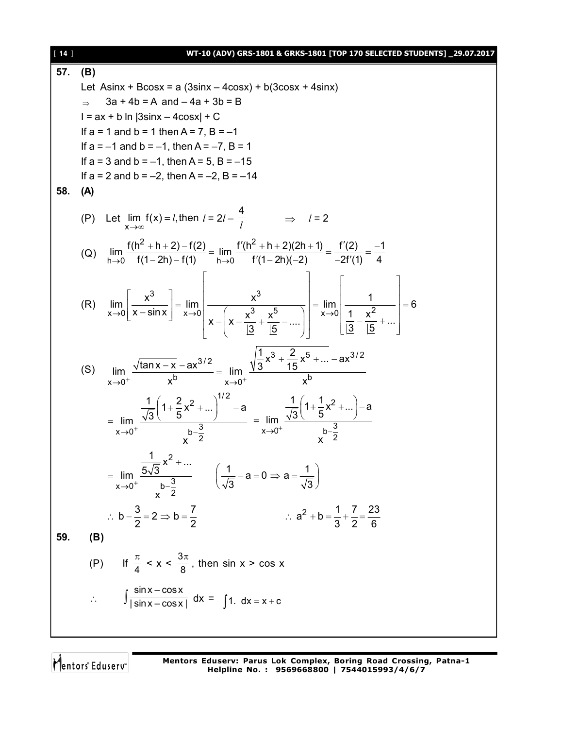**57. (B)**

Let Asinx + Bcosx = a (3sinx – 4cosx) + b(3cosx + 4sinx)

$\Rightarrow$ 3a + 4b = A and – 4a + 3b = B

I = ax + b ln |3sinx – 4cosx| + C

If a = 1 and b = 1 then A = 7, B = –1

If a = –1 and b = –1, then A = –7, B = 1

If a = 3 and b = –1, then A = 5, B = –15

If a = 2 and b = –2, then A = –2, B = –14

**58. (A)**

(P) Let $\lim\limits_{x\to\infty} f(x) = l$, then $l = 2l - \dfrac{4}{l}$ $\quad\Rightarrow\quad l = 2$

(Q) $\lim\limits_{h\to 0} \dfrac{f(h^2+h+2)-f(2)}{f(1-2h)-f(1)} = \lim\limits_{h\to 0} \dfrac{f'(h^2+h+2)(2h+1)}{f'(1-2h)(-2)} = \dfrac{f'(2)}{-2f'(1)} = \dfrac{-1}{4}$

(R) $\lim\limits_{x\to 0}\left[\dfrac{x^3}{x-\sin x}\right] = \lim\limits_{x\to 0}\left[\dfrac{x^3}{x-\left(x-\dfrac{x^3}{\underline{|3}}+\dfrac{x^5}{\underline{|5}}-....\right)}\right] = \lim\limits_{x\to 0}\left[\dfrac{1}{\dfrac{1}{\underline{|3}}-\dfrac{x^2}{\underline{|5}}+...}\right] = 6$

(S) $\lim\limits_{x\to 0^+} \dfrac{\sqrt{\tan x - x} - ax^{3/2}}{x^b} = \lim\limits_{x\to 0^+} \dfrac{\sqrt{\dfrac{1}{3}x^3 + \dfrac{2}{15}x^5 + ...} - ax^{3/2}}{x^b}$

$= \lim\limits_{x\to 0^+} \dfrac{\dfrac{1}{\sqrt{3}}\left(1+\dfrac{2}{5}x^2+...\right)^{1/2} - a}{x^{b-\frac{3}{2}}} = \lim\limits_{x\to 0^+} \dfrac{\dfrac{1}{\sqrt{3}}\left(1+\dfrac{1}{5}x^2+...\right) - a}{x^{b-\frac{3}{2}}}$

$= \lim\limits_{x\to 0^+} \dfrac{\dfrac{1}{5\sqrt{3}}x^2+...}{x^{b-\frac{3}{2}}} \qquad \left(\dfrac{1}{\sqrt{3}} - a = 0 \Rightarrow a = \dfrac{1}{\sqrt{3}}\right)$

$\therefore\ b - \dfrac{3}{2} = 2 \Rightarrow b = \dfrac{7}{2} \qquad\qquad \therefore\ a^2 + b = \dfrac{1}{3} + \dfrac{7}{2} = \dfrac{23}{6}$

**59. (B)**

(P) If $\dfrac{\pi}{4} < x < \dfrac{3\pi}{8}$, then sin x > cos x

$\therefore \quad \displaystyle\int \dfrac{\sin x - \cos x}{|\sin x - \cos x|}\,dx = \int 1.\ dx = x + c$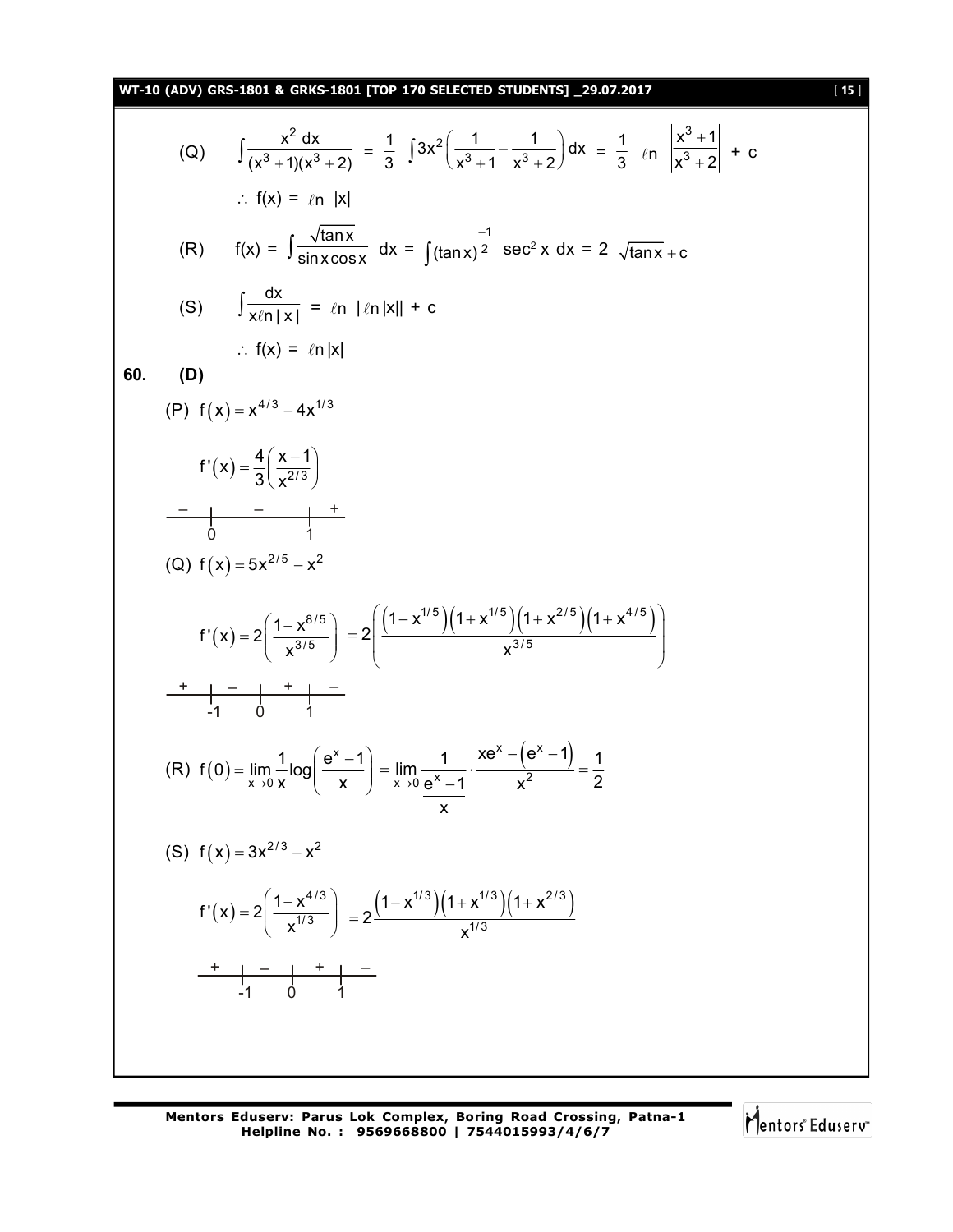(Q) $\int \frac{x^2\,dx}{(x^3+1)(x^3+2)} = \frac{1}{3}\int 3x^2\left(\frac{1}{x^3+1} - \frac{1}{x^3+2}\right)dx = \frac{1}{3}\ \ell n\left|\frac{x^3+1}{x^3+2}\right| + c$

$\therefore\ f(x) = \ell n\ |x|$

(R) $f(x) = \int \frac{\sqrt{\tan x}}{\sin x \cos x}\,dx = \int (\tan x)^{\frac{-1}{2}} \sec^2 x\,dx = 2\sqrt{\tan x} + c$

(S) $\int \frac{dx}{x \ell n|x|} = \ell n\ |\ell n|x|| + c$

$\therefore\ f(x) = \ell n|x|$

**60. (D)**

(P) $f(x) = x^{4/3} - 4x^{1/3}$

$$f'(x) = \frac{4}{3}\left(\frac{x-1}{x^{2/3}}\right)$$

– | – | +
0 1

(Q) $f(x) = 5x^{2/5} - x^2$

$$f'(x) = 2\left(\frac{1-x^{8/5}}{x^{3/5}}\right) = 2\left(\frac{\left(1-x^{1/5}\right)\left(1+x^{1/5}\right)\left(1+x^{2/5}\right)\left(1+x^{4/5}\right)}{x^{3/5}}\right)$$

+ | – | + | –
-1 0 1

(R) $f(0) = \lim_{x\to 0}\frac{1}{x}\log\left(\frac{e^x-1}{x}\right) = \lim_{x\to 0}\frac{1}{\frac{e^x-1}{x}}\cdot\frac{xe^x-\left(e^x-1\right)}{x^2} = \frac{1}{2}$

(S) $f(x) = 3x^{2/3} - x^2$

$$f'(x) = 2\left(\frac{1-x^{4/3}}{x^{1/3}}\right) = 2\frac{\left(1-x^{1/3}\right)\left(1+x^{1/3}\right)\left(1+x^{2/3}\right)}{x^{1/3}}$$

+ | – | + | –
-1 0 1